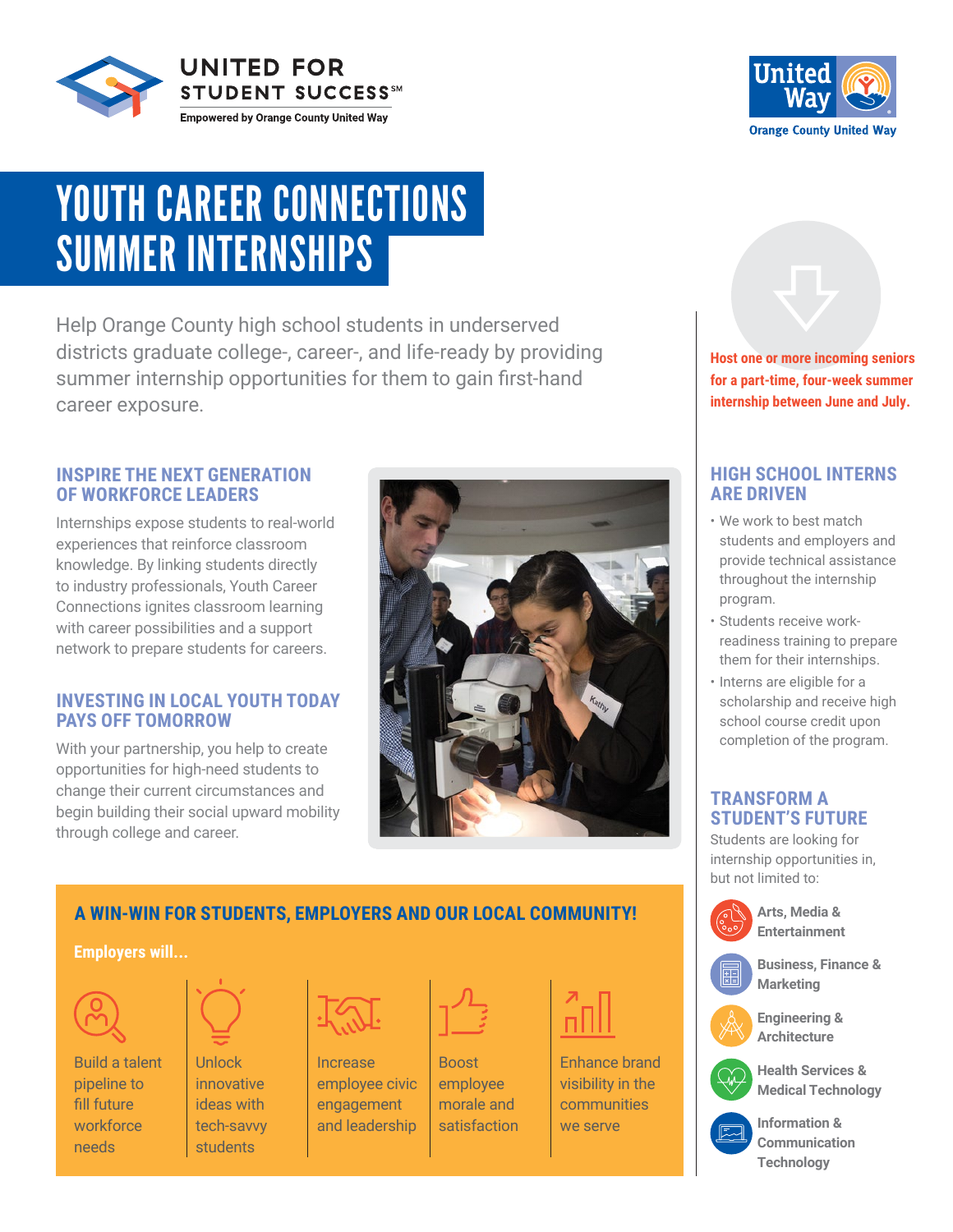UNITED FOR STUDENT SUCCESS℠

Empowered by Orange County United Way

United Way

Orange County United Way

# YOUTH CAREER CONNECTIONS SUMMER INTERNSHIPS

Help Orange County high school students in underserved districts graduate college-, career-, and life-ready by providing summer internship opportunities for them to gain first-hand career exposure.

**Host one or more incoming seniors for a part-time, four-week summer internship between June and July.**

## INSPIRE THE NEXT GENERATION OF WORKFORCE LEADERS

Internships expose students to real-world experiences that reinforce classroom knowledge. By linking students directly to industry professionals, Youth Career Connections ignites classroom learning with career possibilities and a support network to prepare students for careers.

## INVESTING IN LOCAL YOUTH TODAY PAYS OFF TOMORROW

With your partnership, you help to create opportunities for high-need students to change their current circumstances and begin building their social upward mobility through college and career.

## A WIN-WIN FOR STUDENTS, EMPLOYERS AND OUR LOCAL COMMUNITY!

**Employers will...**

- Build a talent pipeline to fill future workforce needs
- Unlock innovative ideas with tech-savvy students
- Increase employee civic engagement and leadership
- Boost employee morale and satisfaction
- Enhance brand visibility in the communities we serve

## HIGH SCHOOL INTERNS ARE DRIVEN

- We work to best match students and employers and provide technical assistance throughout the internship program.
- Students receive work-readiness training to prepare them for their internships.
- Interns are eligible for a scholarship and receive high school course credit upon completion of the program.

## TRANSFORM A STUDENT'S FUTURE

Students are looking for internship opportunities in, but not limited to:

- Arts, Media & Entertainment
- Business, Finance & Marketing
- Engineering & Architecture
- Health Services & Medical Technology
- Information & Communication Technology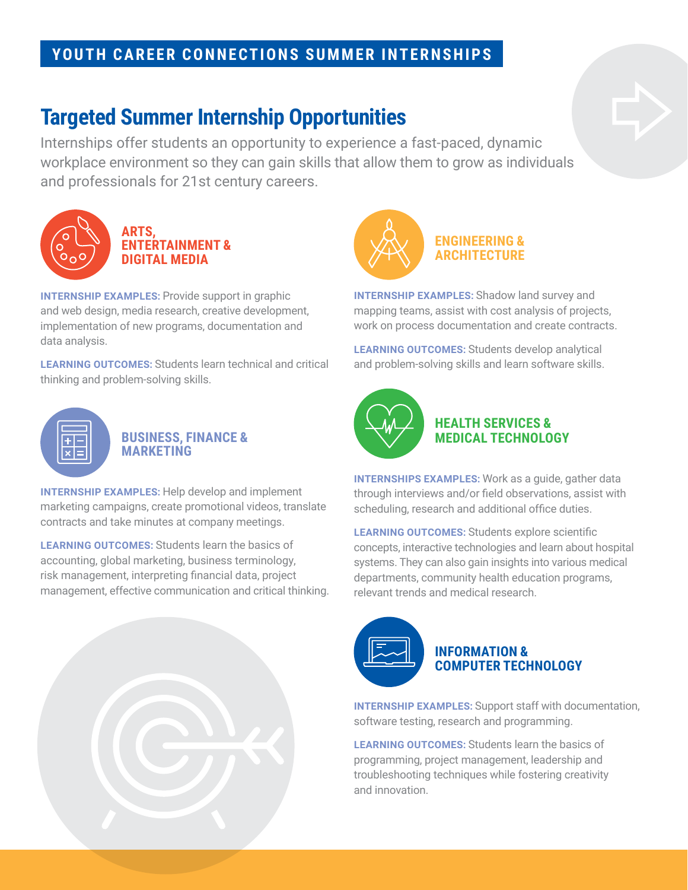YOUTH CAREER CONNECTIONS SUMMER INTERNSHIPS

# Targeted Summer Internship Opportunities

Internships offer students an opportunity to experience a fast-paced, dynamic workplace environment so they can gain skills that allow them to grow as individuals and professionals for 21st century careers.

## ARTS, ENTERTAINMENT & DIGITAL MEDIA

**INTERNSHIP EXAMPLES:** Provide support in graphic and web design, media research, creative development, implementation of new programs, documentation and data analysis.

**LEARNING OUTCOMES:** Students learn technical and critical thinking and problem-solving skills.

## BUSINESS, FINANCE & MARKETING

**INTERNSHIP EXAMPLES:** Help develop and implement marketing campaigns, create promotional videos, translate contracts and take minutes at company meetings.

**LEARNING OUTCOMES:** Students learn the basics of accounting, global marketing, business terminology, risk management, interpreting financial data, project management, effective communication and critical thinking.

## ENGINEERING & ARCHITECTURE

**INTERNSHIP EXAMPLES:** Shadow land survey and mapping teams, assist with cost analysis of projects, work on process documentation and create contracts.

**LEARNING OUTCOMES:** Students develop analytical and problem-solving skills and learn software skills.

## HEALTH SERVICES & MEDICAL TECHNOLOGY

**INTERNSHIPS EXAMPLES:** Work as a guide, gather data through interviews and/or field observations, assist with scheduling, research and additional office duties.

**LEARNING OUTCOMES:** Students explore scientific concepts, interactive technologies and learn about hospital systems. They can also gain insights into various medical departments, community health education programs, relevant trends and medical research.

## INFORMATION & COMPUTER TECHNOLOGY

**INTERNSHIP EXAMPLES:** Support staff with documentation, software testing, research and programming.

**LEARNING OUTCOMES:** Students learn the basics of programming, project management, leadership and troubleshooting techniques while fostering creativity and innovation.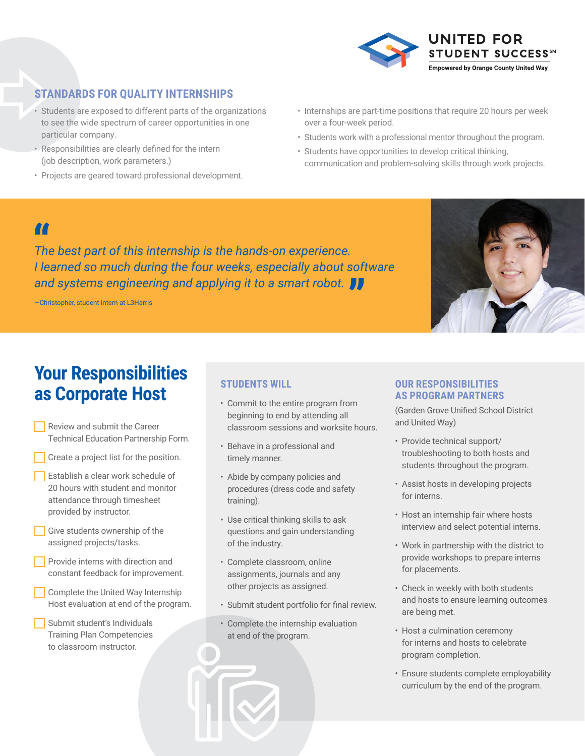UNITED FOR STUDENT SUCCESS℠

Empowered by Orange County United Way

## STANDARDS FOR QUALITY INTERNSHIPS

- Students are exposed to different parts of the organizations to see the wide spectrum of career opportunities in one particular company.
- Responsibilities are clearly defined for the intern (job description, work parameters.)
- Projects are geared toward professional development.
- Internships are part-time positions that require 20 hours per week over a four-week period.
- Students work with a professional mentor throughout the program.
- Students have opportunities to develop critical thinking, communication and problem-solving skills through work projects.

> *"The best part of this internship is the hands-on experience. I learned so much during the four weeks, especially about software and systems engineering and applying it to a smart robot."*
>
> —Christopher, student intern at L3Harris

# Your Responsibilities as Corporate Host

- [ ] Review and submit the Career Technical Education Partnership Form.
- [ ] Create a project list for the position.
- [ ] Establish a clear work schedule of 20 hours with student and monitor attendance through timesheet provided by instructor.
- [ ] Give students ownership of the assigned projects/tasks.
- [ ] Provide interns with direction and constant feedback for improvement.
- [ ] Complete the United Way Internship Host evaluation at end of the program.
- [ ] Submit student's Individuals Training Plan Competencies to classroom instructor.

## STUDENTS WILL

- Commit to the entire program from beginning to end by attending all classroom sessions and worksite hours.
- Behave in a professional and timely manner.
- Abide by company policies and procedures (dress code and safety training).
- Use critical thinking skills to ask questions and gain understanding of the industry.
- Complete classroom, online assignments, journals and any other projects as assigned.
- Submit student portfolio for final review.
- Complete the internship evaluation at end of the program.

## OUR RESPONSIBILITIES AS PROGRAM PARTNERS

(Garden Grove Unified School District and United Way)

- Provide technical support/ troubleshooting to both hosts and students throughout the program.
- Assist hosts in developing projects for interns.
- Host an internship fair where hosts interview and select potential interns.
- Work in partnership with the district to provide workshops to prepare interns for placements.
- Check in weekly with both students and hosts to ensure learning outcomes are being met.
- Host a culmination ceremony for interns and hosts to celebrate program completion.
- Ensure students complete employability curriculum by the end of the program.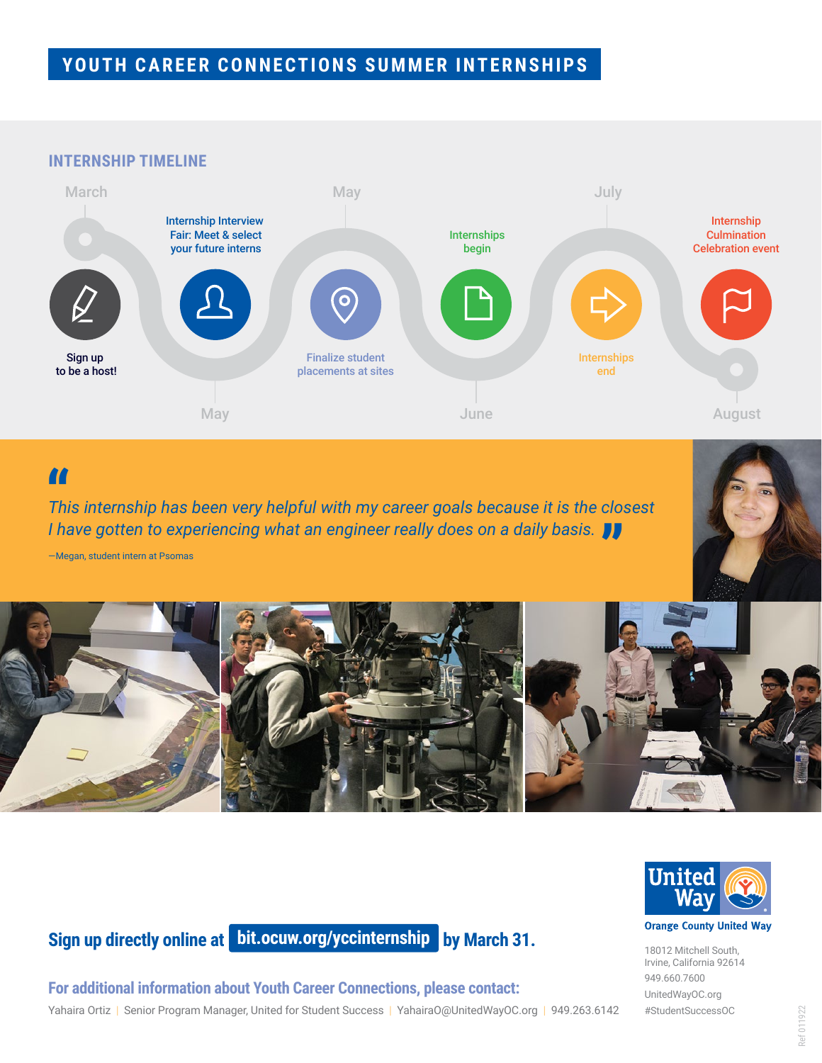# YOUTH CAREER CONNECTIONS SUMMER INTERNSHIPS

## INTERNSHIP TIMELINE

March

Sign up to be a host!

May

Internship Interview Fair: Meet & select your future interns

May

Finalize student placements at sites

June

Internships begin

July

Internships end

August

Internship Culmination Celebration event

*"This internship has been very helpful with my career goals because it is the closest I have gotten to experiencing what an engineer really does on a daily basis."*

—Megan, student intern at Psomas

**Sign up directly online at bit.ocuw.org/yccinternship by March 31.**

**For additional information about Youth Career Connections, please contact:**

Yahaira Ortiz | Senior Program Manager, United for Student Success | YahairaO@UnitedWayOC.org | 949.263.6142

United Way

Orange County United Way

18012 Mitchell South,
Irvine, California 92614
949.660.7600
UnitedWayOC.org
#StudentSuccessOC

Ref 011922